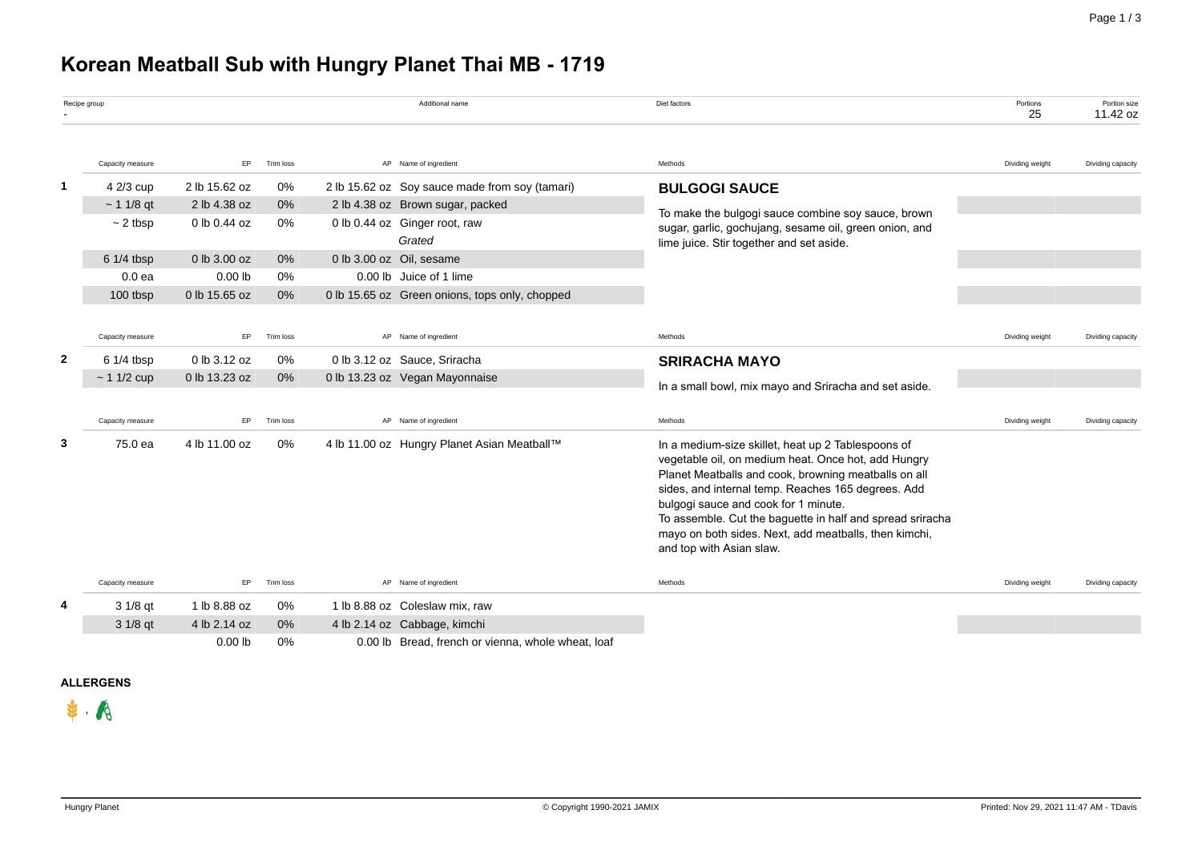# Korean Meatball Sub with Hungry Planet Thai MB - 1719

| Recipe group | Additional name | Diet factors | Portions | Portion size |
|---|---|---|---|---|
| - | | | 25 | 11.42 oz |

| | Capacity measure | EP | Trim loss | AP | Name of ingredient | Methods | Dividing weight | Dividing capacity |
|---|---|---|---|---|---|---|---|---|
| 1 | 4 2/3 cup | 2 lb 15.62 oz | 0% | 2 lb 15.62 oz | Soy sauce made from soy (tamari) | **BULGOGI SAUCE** To make the bulgogi sauce combine soy sauce, brown sugar, garlic, gochujang, sesame oil, green onion, and lime juice. Stir together and set aside. | | |
| | ~ 1 1/8 qt | 2 lb 4.38 oz | 0% | 2 lb 4.38 oz | Brown sugar, packed | | | |
| | ~ 2 tbsp | 0 lb 0.44 oz | 0% | 0 lb 0.44 oz | Ginger root, raw *Grated* | | | |
| | 6 1/4 tbsp | 0 lb 3.00 oz | 0% | 0 lb 3.00 oz | Oil, sesame | | | |
| | 0.0 ea | 0.00 lb | 0% | 0.00 lb | Juice of 1 lime | | | |
| | 100 tbsp | 0 lb 15.65 oz | 0% | 0 lb 15.65 oz | Green onions, tops only, chopped | | | |

| | Capacity measure | EP | Trim loss | AP | Name of ingredient | Methods | Dividing weight | Dividing capacity |
|---|---|---|---|---|---|---|---|---|
| 2 | 6 1/4 tbsp | 0 lb 3.12 oz | 0% | 0 lb 3.12 oz | Sauce, Sriracha | **SRIRACHA MAYO** In a small bowl, mix mayo and Sriracha and set aside. | | |
| | ~ 1 1/2 cup | 0 lb 13.23 oz | 0% | 0 lb 13.23 oz | Vegan Mayonnaise | | | |

| | Capacity measure | EP | Trim loss | AP | Name of ingredient | Methods | Dividing weight | Dividing capacity |
|---|---|---|---|---|---|---|---|---|
| 3 | 75.0 ea | 4 lb 11.00 oz | 0% | 4 lb 11.00 oz | Hungry Planet Asian Meatball™ | In a medium-size skillet, heat up 2 Tablespoons of vegetable oil, on medium heat. Once hot, add Hungry Planet Meatballs and cook, browning meatballs on all sides, and internal temp. Reaches 165 degrees. Add bulgogi sauce and cook for 1 minute. To assemble. Cut the baguette in half and spread sriracha mayo on both sides. Next, add meatballs, then kimchi, and top with Asian slaw. | | |

| | Capacity measure | EP | Trim loss | AP | Name of ingredient | Methods | Dividing weight | Dividing capacity |
|---|---|---|---|---|---|---|---|---|
| 4 | 3 1/8 qt | 1 lb 8.88 oz | 0% | 1 lb 8.88 oz | Coleslaw mix, raw | | | |
| | 3 1/8 qt | 4 lb 2.14 oz | 0% | 4 lb 2.14 oz | Cabbage, kimchi | | | |
| | | 0.00 lb | 0% | 0.00 lb | Bread, french or vienna, whole wheat, loaf | | | |

**ALLERGENS**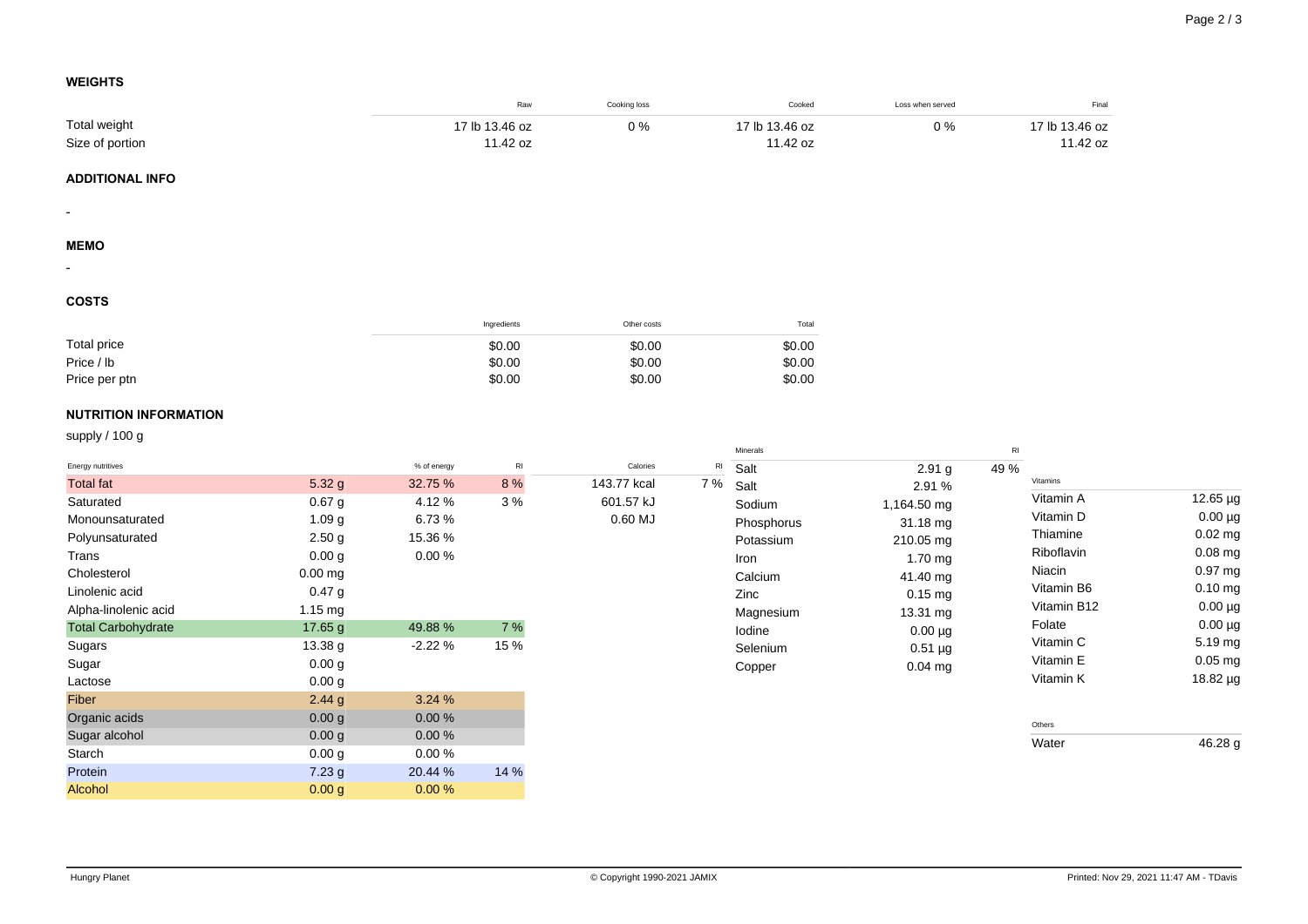## WEIGHTS

| | Raw | Cooking loss | Cooked | Loss when served | Final |
|---|---|---|---|---|---|
| Total weight | 17 lb 13.46 oz | 0 % | 17 lb 13.46 oz | 0 % | 17 lb 13.46 oz |
| Size of portion | 11.42 oz | | 11.42 oz | | 11.42 oz |

## ADDITIONAL INFO

-

## MEMO

-

## COSTS

| | Ingredients | Other costs | Total |
|---|---|---|---|
| Total price | $0.00 | $0.00 | $0.00 |
| Price / lb | $0.00 | $0.00 | $0.00 |
| Price per ptn | $0.00 | $0.00 | $0.00 |

## NUTRITION INFORMATION

supply / 100 g

| Energy nutritives | | % of energy | RI |
|---|---|---|---|
| Total fat | 5.32 g | 32.75 % | 8 % |
| Saturated | 0.67 g | 4.12 % | 3 % |
| Monounsaturated | 1.09 g | 6.73 % | |
| Polyunsaturated | 2.50 g | 15.36 % | |
| Trans | 0.00 g | 0.00 % | |
| Cholesterol | 0.00 mg | | |
| Linolenic acid | 0.47 g | | |
| Alpha-linolenic acid | 1.15 mg | | |
| Total Carbohydrate | 17.65 g | 49.88 % | 7 % |
| Sugars | 13.38 g | -2.22 % | 15 % |
| Sugar | 0.00 g | | |
| Lactose | 0.00 g | | |
| Fiber | 2.44 g | 3.24 % | |
| Organic acids | 0.00 g | 0.00 % | |
| Sugar alcohol | 0.00 g | 0.00 % | |
| Starch | 0.00 g | 0.00 % | |
| Protein | 7.23 g | 20.44 % | 14 % |
| Alcohol | 0.00 g | 0.00 % | |

| Calories | RI |
|---|---|
| 143.77 kcal | 7 % |
| 601.57 kJ | |
| 0.60 MJ | |

| Minerals | | RI |
|---|---|---|
| Salt | 2.91 g | 49 % |
| Salt | 2.91 % | |
| Sodium | 1,164.50 mg | |
| Phosphorus | 31.18 mg | |
| Potassium | 210.05 mg | |
| Iron | 1.70 mg | |
| Calcium | 41.40 mg | |
| Zinc | 0.15 mg | |
| Magnesium | 13.31 mg | |
| Iodine | 0.00 µg | |
| Selenium | 0.51 µg | |
| Copper | 0.04 mg | |

| Vitamins | |
|---|---|
| Vitamin A | 12.65 µg |
| Vitamin D | 0.00 µg |
| Thiamine | 0.02 mg |
| Riboflavin | 0.08 mg |
| Niacin | 0.97 mg |
| Vitamin B6 | 0.10 mg |
| Vitamin B12 | 0.00 µg |
| Folate | 0.00 µg |
| Vitamin C | 5.19 mg |
| Vitamin E | 0.05 mg |
| Vitamin K | 18.82 µg |

| Others | |
|---|---|
| Water | 46.28 g |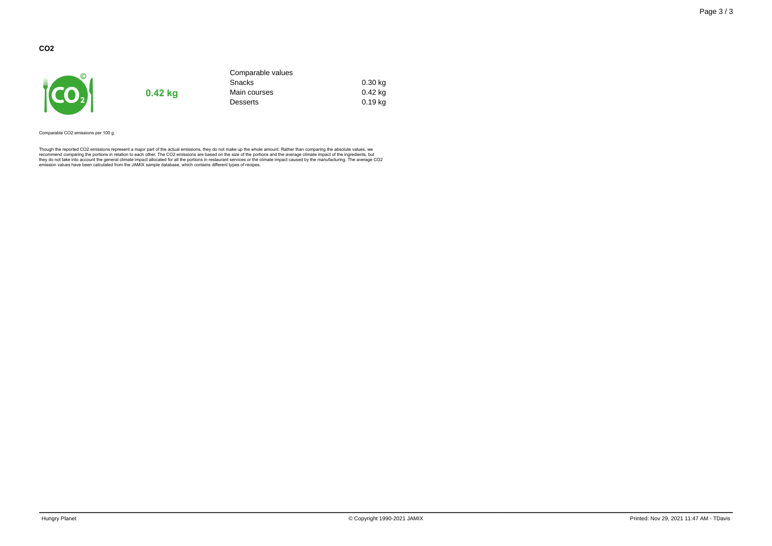## CO2

**0.42 kg**

| Comparable values | |
|---|---|
| Snacks | 0.30 kg |
| Main courses | 0.42 kg |
| Desserts | 0.19 kg |

Comparable CO2 emissions per 100 g.

Though the reported CO2 emissions represent a major part of the actual emissions, they do not make up the whole amount. Rather than comparing the absolute values, we recommend comparing the portions in relation to each other. The CO2 emissions are based on the size of the portions and the average climate impact of the ingredients, but they do not take into account the general climate impact allocated for all the portions in restaurant services or the climate impact caused by the manufacturing. The average CO2 emission values have been calculated from the JAMIX sample database, which contains different types of recipes.